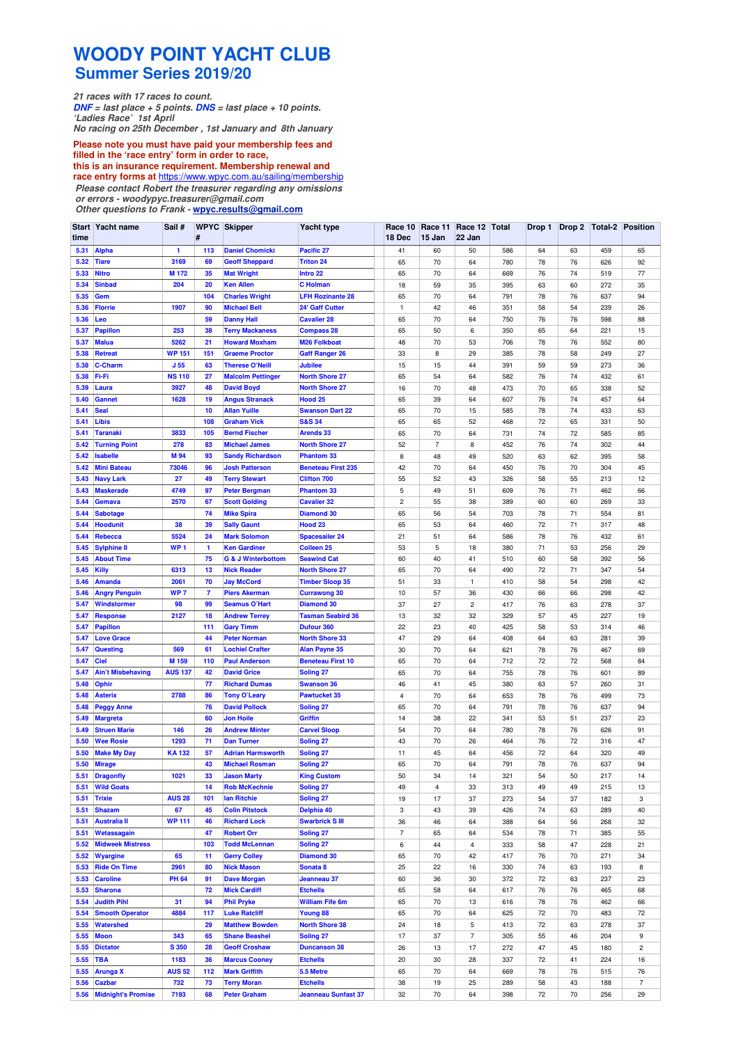# WOODY POINT YACHT CLUB

## Summer Series 2019/20

*21 races with 17 races to count.*
***DNF** = last place + 5 points. **DNS** = last place + 10 points.*
*'Ladies Race' 1st April*
*No racing on 25th December , 1st January and 8th January*

**Please note you must have paid your membership fees and filled in the 'race entry' form in order to race, this is an insurance requirement. Membership renewal and race entry forms at** https://www.wpyc.com.au/sailing/membership
*Please contact Robert the treasurer regarding any omissions or errors - woodypyc.treasurer@gmail.com*
*Other questions to Frank -* **wpyc.results@gmail.com**

| Start time | Yacht name | Sail # | WPYC # | Skipper | Yacht type | Race 10 18 Dec | Race 11 15 Jan | Race 12 22 Jan | Total | Drop 1 | Drop 2 | Total-2 | Position |
|---|---|---|---|---|---|---|---|---|---|---|---|---|---|
| 5.31 | Alpha | 1 | 113 | Daniel Chomicki | Pacific 27 | 41 | 60 | 50 | 586 | 64 | 63 | 459 | 65 |
| 5.32 | Tiare | 3169 | 69 | Geoff Sheppard | Triton 24 | 65 | 70 | 64 | 780 | 78 | 76 | 626 | 92 |
| 5.33 | Nitro | M 172 | 35 | Mat Wright | Intro 22 | 65 | 70 | 64 | 669 | 76 | 74 | 519 | 77 |
| 5.34 | Sinbad | 204 | 20 | Ken Allen | C Holman | 18 | 59 | 35 | 395 | 63 | 60 | 272 | 35 |
| 5.35 | Gem | | 104 | Charles Wright | LFH Rozinante 28 | 65 | 70 | 64 | 791 | 78 | 76 | 637 | 94 |
| 5.36 | Florrie | 1907 | 90 | Michael Bell | 24' Gaff Cutter | 1 | 42 | 46 | 351 | 58 | 54 | 239 | 26 |
| 5.36 | Leo | | 59 | Danny Hall | Cavalier 28 | 65 | 70 | 64 | 750 | 76 | 76 | 598 | 88 |
| 5.37 | Papillon | 253 | 38 | Terry Mackaness | Compass 28 | 65 | 50 | 6 | 350 | 65 | 64 | 221 | 15 |
| 5.37 | Malua | 5262 | 21 | Howard Moxham | M26 Folkboat | 48 | 70 | 53 | 706 | 78 | 76 | 552 | 80 |
| 5.38 | Retreat | WP 151 | 151 | Graeme Proctor | Gaff Ranger 26 | 33 | 8 | 29 | 385 | 78 | 58 | 249 | 27 |
| 5.38 | C-Charm | J 55 | 63 | Therese O'Neill | Jubilee | 15 | 15 | 44 | 391 | 59 | 59 | 273 | 36 |
| 5.38 | Fi-Fi | NS 110 | 27 | Malcolm Pettinger | North Shore 27 | 65 | 54 | 64 | 582 | 76 | 74 | 432 | 61 |
| 5.39 | Laura | 3927 | 48 | David Boyd | North Shore 27 | 16 | 70 | 48 | 473 | 70 | 65 | 338 | 52 |
| 5.40 | Gannet | 1628 | 19 | Angus Stranack | Hood 25 | 65 | 39 | 64 | 607 | 76 | 74 | 457 | 64 |
| 5.41 | Seal | | 10 | Allan Yuille | Swanson Dart 22 | 65 | 70 | 15 | 585 | 78 | 74 | 433 | 63 |
| 5.41 | Libis | | 108 | Graham Vick | S&S 34 | 65 | 65 | 52 | 468 | 72 | 65 | 331 | 50 |
| 5.41 | Taranaki | 3833 | 105 | Bernd Fischer | Arends 33 | 65 | 70 | 64 | 731 | 74 | 72 | 585 | 85 |
| 5.42 | Turning Point | 278 | 83 | Michael James | North Shore 27 | 52 | 7 | 8 | 452 | 76 | 74 | 302 | 44 |
| 5.42 | Isabelle | M 94 | 93 | Sandy Richardson | Phantom 33 | 8 | 48 | 49 | 520 | 63 | 62 | 395 | 58 |
| 5.42 | Mini Bateau | 73046 | 96 | Josh Patterson | Beneteau First 235 | 42 | 70 | 64 | 450 | 76 | 70 | 304 | 45 |
| 5.43 | Navy Lark | 27 | 49 | Terry Stewart | Clifton 700 | 55 | 52 | 43 | 326 | 58 | 55 | 213 | 12 |
| 5.43 | Maskerade | 4749 | 97 | Peter Bergman | Phantom 33 | 5 | 49 | 51 | 609 | 76 | 71 | 462 | 66 |
| 5.44 | Gemava | 2570 | 67 | Scott Golding | Cavalier 32 | 2 | 55 | 38 | 389 | 60 | 60 | 269 | 33 |
| 5.44 | Sabotage | | 74 | Mike Spira | Diamond 30 | 65 | 56 | 54 | 703 | 78 | 71 | 554 | 81 |
| 5.44 | Hoodunit | 38 | 39 | Sally Gaunt | Hood 23 | 65 | 53 | 64 | 460 | 72 | 71 | 317 | 48 |
| 5.44 | Rebecca | 5524 | 24 | Mark Solomon | Spacesailer 24 | 21 | 51 | 64 | 586 | 78 | 76 | 432 | 61 |
| 5.45 | Sylphine II | WP 1 | 1 | G & J Winterbottom | Colleen 25 | 53 | 5 | 18 | 380 | 71 | 53 | 256 | 29 |
| 5.45 | About Time | | 75 | G & J Winterbottom | Seawind Cat | 60 | 40 | 41 | 510 | 60 | 58 | 392 | 56 |
| 5.45 | Killy | 6313 | 13 | Nick Reader | North Shore 27 | 65 | 70 | 64 | 490 | 72 | 71 | 347 | 54 |
| 5.46 | Amanda | 2061 | 70 | Jay McCord | Timber Sloop 35 | 51 | 33 | 1 | 410 | 58 | 54 | 298 | 42 |
| 5.46 | Angry Penguin | WP 7 | 7 | Piers Akerman | Currawong 30 | 10 | 57 | 36 | 430 | 66 | 66 | 298 | 42 |
| 5.47 | Windstormer | 98 | 99 | Seamus O'Hart | Diamond 30 | 37 | 27 | 2 | 417 | 76 | 63 | 278 | 37 |
| 5.47 | Response | 2127 | 18 | Andrew Terrey | Tasman Seabird 36 | 13 | 32 | 32 | 329 | 57 | 45 | 227 | 19 |
| 5.47 | Papillon | | 111 | Gary Timm | Dufour 360 | 22 | 23 | 40 | 425 | 58 | 53 | 314 | 46 |
| 5.47 | Love Grace | | 44 | Peter Norman | North Shore 33 | 47 | 29 | 64 | 408 | 64 | 63 | 281 | 39 |
| 5.47 | Questing | 569 | 61 | Lochiel Crafter | Alan Payne 35 | 30 | 70 | 64 | 621 | 78 | 76 | 467 | 69 |
| 5.47 | Ciel | M 159 | 110 | Paul Anderson | Beneteau First 10 | 65 | 70 | 64 | 712 | 72 | 72 | 568 | 84 |
| 5.47 | Ain't Misbehaving | AUS 137 | 42 | David Grice | Soling 27 | 65 | 70 | 64 | 755 | 78 | 76 | 601 | 89 |
| 5.48 | Ophir | | 77 | Richard Dumas | Swanson 36 | 46 | 41 | 45 | 380 | 63 | 57 | 260 | 31 |
| 5.48 | Asterix | 2788 | 86 | Tony O'Leary | Pawtucket 35 | 4 | 70 | 64 | 653 | 78 | 76 | 499 | 73 |
| 5.48 | Peggy Anne | | 76 | David Pollock | Soling 27 | 65 | 70 | 64 | 791 | 78 | 76 | 637 | 94 |
| 5.49 | Margreta | | 60 | Jon Hoile | Griffin | 14 | 38 | 22 | 341 | 53 | 51 | 237 | 23 |
| 5.49 | Struen Marie | 146 | 26 | Andrew Minter | Carvel Sloop | 54 | 70 | 64 | 780 | 78 | 76 | 626 | 91 |
| 5.50 | Wee Rosie | 1293 | 71 | Dan Turner | Soling 27 | 43 | 70 | 26 | 464 | 76 | 72 | 316 | 47 |
| 5.50 | Make My Day | KA 132 | 57 | Adrian Harmsworth | Soling 27 | 11 | 45 | 64 | 456 | 72 | 64 | 320 | 49 |
| 5.50 | Mirage | | 43 | Michael Rosman | Soling 27 | 65 | 70 | 64 | 791 | 78 | 76 | 637 | 94 |
| 5.51 | Dragonfly | 1021 | 33 | Jason Marty | King Custom | 50 | 34 | 14 | 321 | 54 | 50 | 217 | 14 |
| 5.51 | Wild Goats | | 14 | Rob McKechnie | Soling 27 | 49 | 4 | 33 | 313 | 49 | 49 | 215 | 13 |
| 5.51 | Trixie | AUS 28 | 101 | Ian Ritchie | Soling 27 | 19 | 17 | 37 | 273 | 54 | 37 | 182 | 3 |
| 5.51 | Shazam | 67 | 45 | Colin Pitstock | Delphia 40 | 3 | 43 | 39 | 426 | 74 | 63 | 289 | 40 |
| 5.51 | Australia II | WP 111 | 46 | Richard Lock | Swarbrick S III | 36 | 46 | 64 | 388 | 64 | 56 | 268 | 32 |
| 5.51 | Wetassagain | | 47 | Robert Orr | Soling 27 | 7 | 65 | 64 | 534 | 78 | 71 | 385 | 55 |
| 5.52 | Midweek Mistress | | 103 | Todd McLennan | Soling 27 | 6 | 44 | 4 | 333 | 58 | 47 | 228 | 21 |
| 5.52 | Wyargine | 65 | 11 | Gerry Colley | Diamond 30 | 65 | 70 | 42 | 417 | 76 | 70 | 271 | 34 |
| 5.53 | Ride On Time | 2961 | 80 | Nick Mason | Sonata 8 | 25 | 22 | 16 | 330 | 74 | 63 | 193 | 8 |
| 5.53 | Caroline | PH 64 | 91 | Dave Morgan | Jeanneau 37 | 60 | 36 | 30 | 372 | 72 | 63 | 237 | 23 |
| 5.53 | Sharona | | 72 | Mick Cardiff | Etchells | 65 | 58 | 64 | 617 | 76 | 76 | 465 | 68 |
| 5.54 | Judith Pihl | 31 | 94 | Phil Pryke | William Fife 6m | 65 | 70 | 13 | 616 | 78 | 76 | 462 | 66 |
| 5.54 | Smooth Operator | 4884 | 117 | Luke Ratcliff | Young 88 | 65 | 70 | 64 | 625 | 72 | 70 | 483 | 72 |
| 5.55 | Watershed | | 29 | Matthew Bowden | North Shore 38 | 24 | 18 | 5 | 413 | 72 | 63 | 278 | 37 |
| 5.55 | Moon | 343 | 65 | Shane Beashel | Soling 27 | 17 | 37 | 7 | 305 | 55 | 46 | 204 | 9 |
| 5.55 | Dictator | S 350 | 28 | Geoff Croshaw | Duncanson 38 | 26 | 13 | 17 | 272 | 47 | 45 | 180 | 2 |
| 5.55 | TBA | 1183 | 36 | Marcus Cooney | Etchells | 20 | 30 | 28 | 337 | 72 | 41 | 224 | 16 |
| 5.55 | Arunga X | AUS 52 | 112 | Mark Griffith | 5.5 Metre | 65 | 70 | 64 | 669 | 78 | 76 | 515 | 76 |
| 5.56 | Cazbar | 732 | 73 | Terry Moran | Etchells | 38 | 19 | 25 | 289 | 58 | 43 | 188 | 7 |
| 5.56 | Midnight's Promise | 7193 | 68 | Peter Graham | Jeanneau Sunfast 37 | 32 | 70 | 64 | 398 | 72 | 70 | 256 | 29 |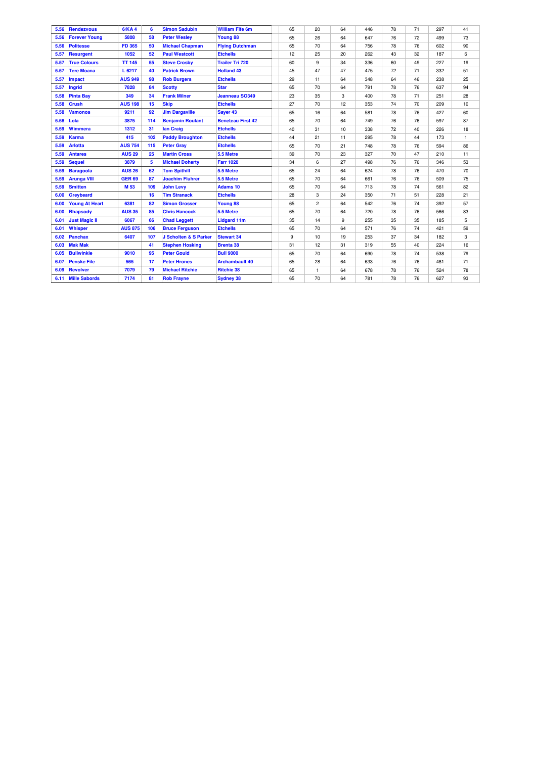| | | | | | | | | | | | | | | |
|---|---|---|---|---|---|---|---|---|---|---|---|---|---|---|
| 5.56 | Rendezvous | 6/KA 4 | 6 | Simon Sadubin | William Fife 6m | | 65 | 20 | 64 | 446 | 78 | 71 | 297 | 41 |
| 5.56 | Forever Young | 5808 | 58 | Peter Wesley | Young 88 | | 65 | 26 | 64 | 647 | 76 | 72 | 499 | 73 |
| 5.56 | Politesse | FD 365 | 50 | Michael Chapman | Flying Dutchman | | 65 | 70 | 64 | 756 | 78 | 76 | 602 | 90 |
| 5.57 | Resurgent | 1052 | 52 | Paul Westcott | Etchells | | 12 | 25 | 20 | 262 | 43 | 32 | 187 | 6 |
| 5.57 | True Colours | TT 145 | 55 | Steve Crosby | Trailer Tri 720 | | 60 | 9 | 34 | 336 | 60 | 49 | 227 | 19 |
| 5.57 | Tere Moana | L 6217 | 40 | Patrick Brown | Holland 43 | | 45 | 47 | 47 | 475 | 72 | 71 | 332 | 51 |
| 5.57 | Impact | AUS 949 | 98 | Rob Burgers | Etchells | | 29 | 11 | 64 | 348 | 64 | 46 | 238 | 25 |
| 5.57 | Ingrid | 7828 | 84 | Scotty | Star | | 65 | 70 | 64 | 791 | 78 | 76 | 637 | 94 |
| 5.58 | Pinta Bay | 349 | 34 | Frank Milner | Jeanneau SO349 | | 23 | 35 | 3 | 400 | 78 | 71 | 251 | 28 |
| 5.58 | Crush | AUS 198 | 15 | Skip | Etchells | | 27 | 70 | 12 | 353 | 74 | 70 | 209 | 10 |
| 5.58 | Vamonos | 9211 | 92 | Jim Dargaville | Sayer 43 | | 65 | 16 | 64 | 581 | 78 | 76 | 427 | 60 |
| 5.58 | Lola | 3875 | 114 | Benjamin Roulant | Beneteau First 42 | | 65 | 70 | 64 | 749 | 76 | 76 | 597 | 87 |
| 5.59 | Wimmera | 1312 | 31 | Ian Craig | Etchells | | 40 | 31 | 10 | 338 | 72 | 40 | 226 | 18 |
| 5.59 | Karma | 415 | 102 | Paddy Broughton | Etchells | | 44 | 21 | 11 | 295 | 78 | 44 | 173 | 1 |
| 5.59 | Arlotta | AUS 754 | 115 | Peter Gray | Etchells | | 65 | 70 | 21 | 748 | 78 | 76 | 594 | 86 |
| 5.59 | Antares | AUS 29 | 25 | Martin Cross | 5.5 Metre | | 39 | 70 | 23 | 327 | 70 | 47 | 210 | 11 |
| 5.59 | Sequel | 3879 | 5 | Michael Doherty | Farr 1020 | | 34 | 6 | 27 | 498 | 76 | 76 | 346 | 53 |
| 5.59 | Baragoola | AUS 26 | 62 | Tom Spithill | 5.5 Metre | | 65 | 24 | 64 | 624 | 78 | 76 | 470 | 70 |
| 5.59 | Arunga VIII | GER 69 | 87 | Joachim Fluhrer | 5.5 Metre | | 65 | 70 | 64 | 661 | 76 | 76 | 509 | 75 |
| 5.59 | Smitten | M 53 | 109 | John Levy | Adams 10 | | 65 | 70 | 64 | 713 | 78 | 74 | 561 | 82 |
| 6.00 | Greybeard | | 16 | Tim Stranack | Etchells | | 28 | 3 | 24 | 350 | 71 | 51 | 228 | 21 |
| 6.00 | Young At Heart | 6381 | 82 | Simon Grosser | Young 88 | | 65 | 2 | 64 | 542 | 76 | 74 | 392 | 57 |
| 6.00 | Rhapsody | AUS 35 | 85 | Chris Hancock | 5.5 Metre | | 65 | 70 | 64 | 720 | 78 | 76 | 566 | 83 |
| 6.01 | Just Magic II | 6067 | 66 | Chad Leggett | Lidgard 11m | | 35 | 14 | 9 | 255 | 35 | 35 | 185 | 5 |
| 6.01 | Whisper | AUS 875 | 106 | Bruce Ferguson | Etchells | | 65 | 70 | 64 | 571 | 76 | 74 | 421 | 59 |
| 6.02 | Panchax | 6407 | 107 | J Scholten & S Parker | Stewart 34 | | 9 | 10 | 19 | 253 | 37 | 34 | 182 | 3 |
| 6.03 | Mak Mak | | 41 | Stephen Hosking | Brenta 38 | | 31 | 12 | 31 | 319 | 55 | 40 | 224 | 16 |
| 6.05 | Bullwinkle | 9010 | 95 | Peter Gould | Bull 9000 | | 65 | 70 | 64 | 690 | 78 | 74 | 538 | 79 |
| 6.07 | Penske File | 565 | 17 | Peter Hrones | Archambault 40 | | 65 | 28 | 64 | 633 | 76 | 76 | 481 | 71 |
| 6.09 | Revolver | 7079 | 79 | Michael Ritchie | Ritchie 38 | | 65 | 1 | 64 | 678 | 78 | 76 | 524 | 78 |
| 6.11 | Mille Sabords | 7174 | 81 | Rob Frayne | Sydney 38 | | 65 | 70 | 64 | 781 | 78 | 76 | 627 | 93 |